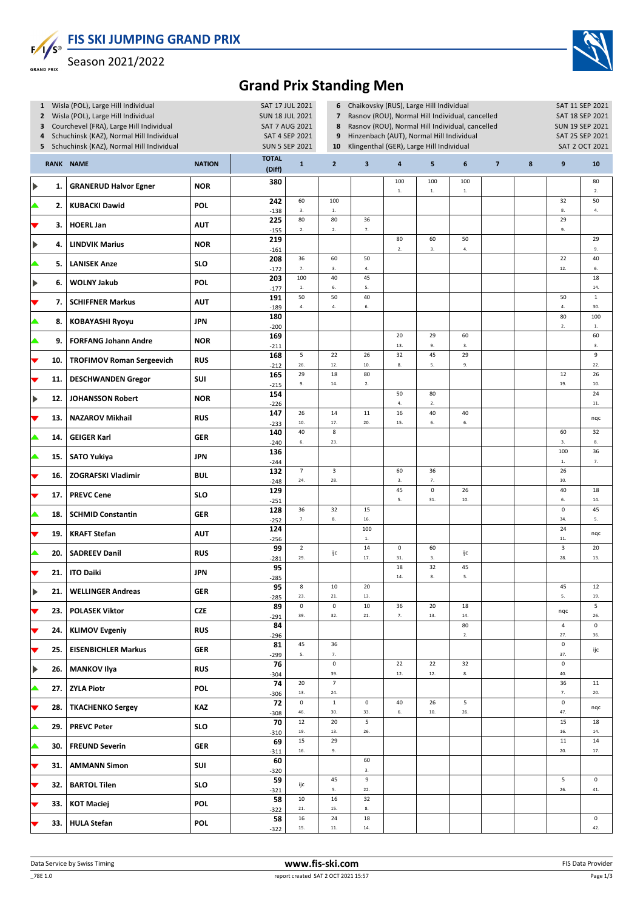# FIS SKI JUMPING GRAND PRIX

Season 2021/2022

## Grand Prix Standing Men

| | Competition | Date |
|---|---|---|
| 1 | Wisla (POL), Large Hill Individual | SAT 17 JUL 2021 |
| 2 | Wisla (POL), Large Hill Individual | SUN 18 JUL 2021 |
| 3 | Courchevel (FRA), Large Hill Individual | SAT 7 AUG 2021 |
| 4 | Schuchinsk (KAZ), Normal Hill Individual | SAT 4 SEP 2021 |
| 5 | Schuchinsk (KAZ), Normal Hill Individual | SUN 5 SEP 2021 |
| 6 | Chaikovsky (RUS), Large Hill Individual | SAT 11 SEP 2021 |
| 7 | Rasnov (ROU), Normal Hill Individual, cancelled | SAT 18 SEP 2021 |
| 8 | Rasnov (ROU), Normal Hill Individual, cancelled | SUN 19 SEP 2021 |
| 9 | Hinzenbach (AUT), Normal Hill Individual | SAT 25 SEP 2021 |
| 10 | Klingenthal (GER), Large Hill Individual | SAT 2 OCT 2021 |

| RANK | NAME | NATION | TOTAL (Diff) | 1 | 2 | 3 | 4 | 5 | 6 | 7 | 8 | 9 | 10 |
|---|---|---|---|---|---|---|---|---|---|---|---|---|---|
| 1. | GRANERUD Halvor Egner | NOR | 380 | | | | 100 1. | 100 1. | 100 1. | | | | 80 2. |
| 2. | KUBACKI Dawid | POL | 242 -138 | 60 3. | 100 1. | | | | | | | 32 8. | 50 4. |
| 3. | HOERL Jan | AUT | 225 -155 | 80 2. | 80 2. | 36 7. | | | | | | 29 9. | |
| 4. | LINDVIK Marius | NOR | 219 -161 | | | | 80 2. | 60 3. | 50 4. | | | | 29 9. |
| 5. | LANISEK Anze | SLO | 208 -172 | 36 7. | 60 3. | 50 4. | | | | | | 22 12. | 40 6. |
| 6. | WOLNY Jakub | POL | 203 -177 | 100 1. | 40 6. | 45 5. | | | | | | | 18 14. |
| 7. | SCHIFFNER Markus | AUT | 191 -189 | 50 4. | 50 4. | 40 6. | | | | | | 50 4. | 1 30. |
| 8. | KOBAYASHI Ryoyu | JPN | 180 -200 | | | | | | | | | 80 2. | 100 1. |
| 9. | FORFANG Johann Andre | NOR | 169 -211 | | | | 20 13. | 29 9. | 60 3. | | | | 60 3. |
| 10. | TROFIMOV Roman Sergeevich | RUS | 168 -212 | 5 26. | 22 12. | 26 10. | 32 8. | 45 5. | 29 9. | | | | 9 22. |
| 11. | DESCHWANDEN Gregor | SUI | 165 -215 | 29 9. | 18 14. | 80 2. | | | | | | 12 19. | 26 10. |
| 12. | JOHANSSON Robert | NOR | 154 -226 | | | | 50 4. | 80 2. | | | | | 24 11. |
| 13. | NAZAROV Mikhail | RUS | 147 -233 | 26 10. | 14 17. | 11 20. | 16 15. | 40 6. | 40 6. | | | | nqc |
| 14. | GEIGER Karl | GER | 140 -240 | 40 6. | 8 23. | | | | | | | 60 3. | 32 8. |
| 15. | SATO Yukiya | JPN | 136 -244 | | | | | | | | | 100 1. | 36 7. |
| 16. | ZOGRAFSKI Vladimir | BUL | 132 -248 | 7 24. | 3 28. | | 60 3. | 36 7. | | | | 26 10. | |
| 17. | PREVC Cene | SLO | 129 -251 | | | | 45 5. | 0 31. | 26 10. | | | 40 6. | 18 14. |
| 18. | SCHMID Constantin | GER | 128 -252 | 36 7. | 32 8. | 15 16. | | | | | | 0 34. | 45 5. |
| 19. | KRAFT Stefan | AUT | 124 -256 | | | 100 1. | | | | | | 24 11. | nqc |
| 20. | SADREEV Danil | RUS | 99 -281 | 2 29. | ijc | 14 17. | 0 31. | 60 3. | ijc | | | 3 28. | 20 13. |
| 21. | ITO Daiki | JPN | 95 -285 | | | | 18 14. | 32 8. | 45 5. | | | | |
| 21. | WELLINGER Andreas | GER | 95 -285 | 8 23. | 10 21. | 20 13. | | | | | | 45 5. | 12 19. |
| 23. | POLASEK Viktor | CZE | 89 -291 | 0 39. | 0 32. | 10 21. | 36 7. | 20 13. | 18 14. | | | nqc | 5 26. |
| 24. | KLIMOV Evgeniy | RUS | 84 -296 | | | | | | 80 2. | | | 4 27. | 0 36. |
| 25. | EISENBICHLER Markus | GER | 81 -299 | 45 5. | 36 7. | | | | | | | 0 37. | ijc |
| 26. | MANKOV Ilya | RUS | 76 -304 | | 0 39. | | 22 12. | 22 12. | 32 8. | | | 0 40. | |
| 27. | ZYLA Piotr | POL | 74 -306 | 20 13. | 7 24. | | | | | | | 36 7. | 11 20. |
| 28. | TKACHENKO Sergey | KAZ | 72 -308 | 0 46. | 1 30. | 0 33. | 40 6. | 26 10. | 5 26. | | | 0 47. | nqc |
| 29. | PREVC Peter | SLO | 70 -310 | 12 19. | 20 13. | 5 26. | | | | | | 15 16. | 18 14. |
| 30. | FREUND Severin | GER | 69 -311 | 15 16. | 29 9. | | | | | | | 11 20. | 14 17. |
| 31. | AMMANN Simon | SUI | 60 -320 | | | 60 3. | | | | | | | |
| 32. | BARTOL Tilen | SLO | 59 -321 | ijc | 45 5. | 9 22. | | | | | | 5 26. | 0 41. |
| 33. | KOT Maciej | POL | 58 -322 | 10 21. | 16 15. | 32 8. | | | | | | | |
| 33. | HULA Stefan | POL | 58 -322 | 16 15. | 24 11. | 18 14. | | | | | | | 0 42. |

Data Service by Swiss Timing | www.fis-ski.com | FIS Data Provider

_78E 1.0 | report created SAT 2 OCT 2021 15:57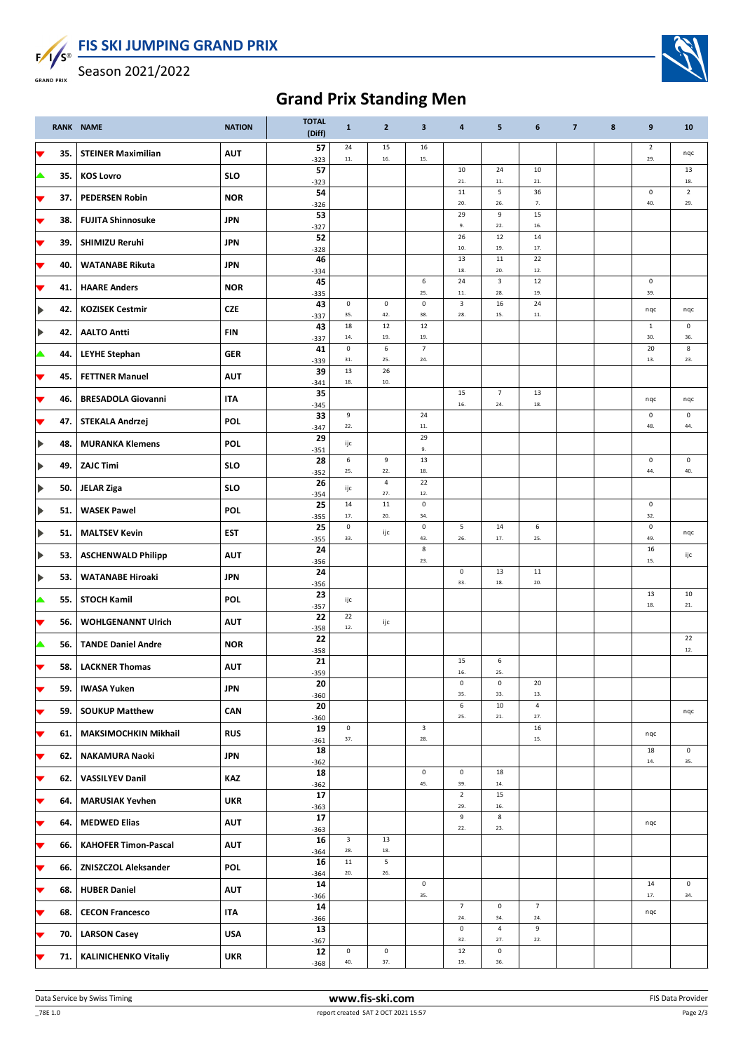# FIS SKI JUMPING GRAND PRIX

Season 2021/2022

## Grand Prix Standing Men

| RANK | NAME | NATION | TOTAL (Diff) | 1 | 2 | 3 | 4 | 5 | 6 | 7 | 8 | 9 | 10 |
|---|---|---|---|---|---|---|---|---|---|---|---|---|---|
| 35. | STEINER Maximilian | AUT | 57 -323 | 24 11. | 15 16. | 16 15. | | | | | | 2 29. | nqc |
| 35. | KOS Lovro | SLO | 57 -323 | | | | 10 21. | 24 11. | 10 21. | | | | 13 18. |
| 37. | PEDERSEN Robin | NOR | 54 -326 | | | | 11 20. | 5 26. | 36 7. | | | 0 40. | 2 29. |
| 38. | FUJITA Shinnosuke | JPN | 53 -327 | | | | 29 9. | 9 22. | 15 16. | | | | |
| 39. | SHIMIZU Reruhi | JPN | 52 -328 | | | | 26 10. | 12 19. | 14 17. | | | | |
| 40. | WATANABE Rikuta | JPN | 46 -334 | | | | 13 18. | 11 20. | 22 12. | | | | |
| 41. | HAARE Anders | NOR | 45 -335 | | | 6 25. | 24 11. | 3 28. | 12 19. | | | 0 39. | |
| 42. | KOZISEK Cestmir | CZE | 43 -337 | 0 35. | 0 42. | 0 38. | 3 28. | 16 15. | 24 11. | | | nqc | nqc |
| 42. | AALTO Antti | FIN | 43 -337 | 18 14. | 12 19. | 12 19. | | | | | | 1 30. | 0 36. |
| 44. | LEYHE Stephan | GER | 41 -339 | 0 31. | 6 25. | 7 24. | | | | | | 20 13. | 8 23. |
| 45. | FETTNER Manuel | AUT | 39 -341 | 13 18. | 26 10. | | | | | | | | |
| 46. | BRESADOLA Giovanni | ITA | 35 -345 | | | | 15 16. | 7 24. | 13 18. | | | nqc | nqc |
| 47. | STEKALA Andrzej | POL | 33 -347 | 9 22. | | 24 11. | | | | | | 0 48. | 0 44. |
| 48. | MURANKA Klemens | POL | 29 -351 | ijc | | 29 9. | | | | | | | |
| 49. | ZAJC Timi | SLO | 28 -352 | 6 25. | 9 22. | 13 18. | | | | | | 0 44. | 0 40. |
| 50. | JELAR Ziga | SLO | 26 -354 | ijc | 4 27. | 22 12. | | | | | | | |
| 51. | WASEK Pawel | POL | 25 -355 | 14 17. | 11 20. | 0 34. | | | | | | 0 32. | |
| 51. | MALTSEV Kevin | EST | 25 -355 | 0 33. | ijc | 0 43. | 5 26. | 14 17. | 6 25. | | | 0 49. | nqc |
| 53. | ASCHENWALD Philipp | AUT | 24 -356 | | | 8 23. | | | | | | 16 15. | ijc |
| 53. | WATANABE Hiroaki | JPN | 24 -356 | | | | 0 33. | 13 18. | 11 20. | | | | |
| 55. | STOCH Kamil | POL | 23 -357 | ijc | | | | | | | | 13 18. | 10 21. |
| 56. | WOHLGENANNT Ulrich | AUT | 22 -358 | 22 12. | ijc | | | | | | | | |
| 56. | TANDE Daniel Andre | NOR | 22 -358 | | | | | | | | | | 22 12. |
| 58. | LACKNER Thomas | AUT | 21 -359 | | | | 15 16. | 6 25. | | | | | |
| 59. | IWASA Yuken | JPN | 20 -360 | | | | 0 35. | 0 33. | 20 13. | | | | |
| 59. | SOUKUP Matthew | CAN | 20 -360 | | | | 6 25. | 10 21. | 4 27. | | | | nqc |
| 61. | MAKSIMOCHKIN Mikhail | RUS | 19 -361 | 0 37. | | 3 28. | | | 16 15. | | | nqc | |
| 62. | NAKAMURA Naoki | JPN | 18 -362 | | | | | | | | | 18 14. | 0 35. |
| 62. | VASSILYEV Danil | KAZ | 18 -362 | | | 0 45. | 0 39. | 18 14. | | | | | |
| 64. | MARUSIAK Yevhen | UKR | 17 -363 | | | | 2 29. | 15 16. | | | | | |
| 64. | MEDWED Elias | AUT | 17 -363 | | | | 9 22. | 8 23. | | | | nqc | |
| 66. | KAHOFER Timon-Pascal | AUT | 16 -364 | 3 28. | 13 18. | | | | | | | | |
| 66. | ZNISZCZOL Aleksander | POL | 16 -364 | 11 20. | 5 26. | | | | | | | | |
| 68. | HUBER Daniel | AUT | 14 -366 | | | 0 35. | | | | | | 14 17. | 0 34. |
| 68. | CECON Francesco | ITA | 14 -366 | | | | 7 24. | 0 34. | 7 24. | | | nqc | |
| 70. | LARSON Casey | USA | 13 -367 | | | | 0 32. | 4 27. | 9 22. | | | | |
| 71. | KALINICHENKO Vitaliy | UKR | 12 -368 | 0 40. | 0 37. | | 12 19. | 0 36. | | | | | |

Data Service by Swiss Timing | www.fis-ski.com | FIS Data Provider

_78E 1.0 | report created SAT 2 OCT 2021 15:57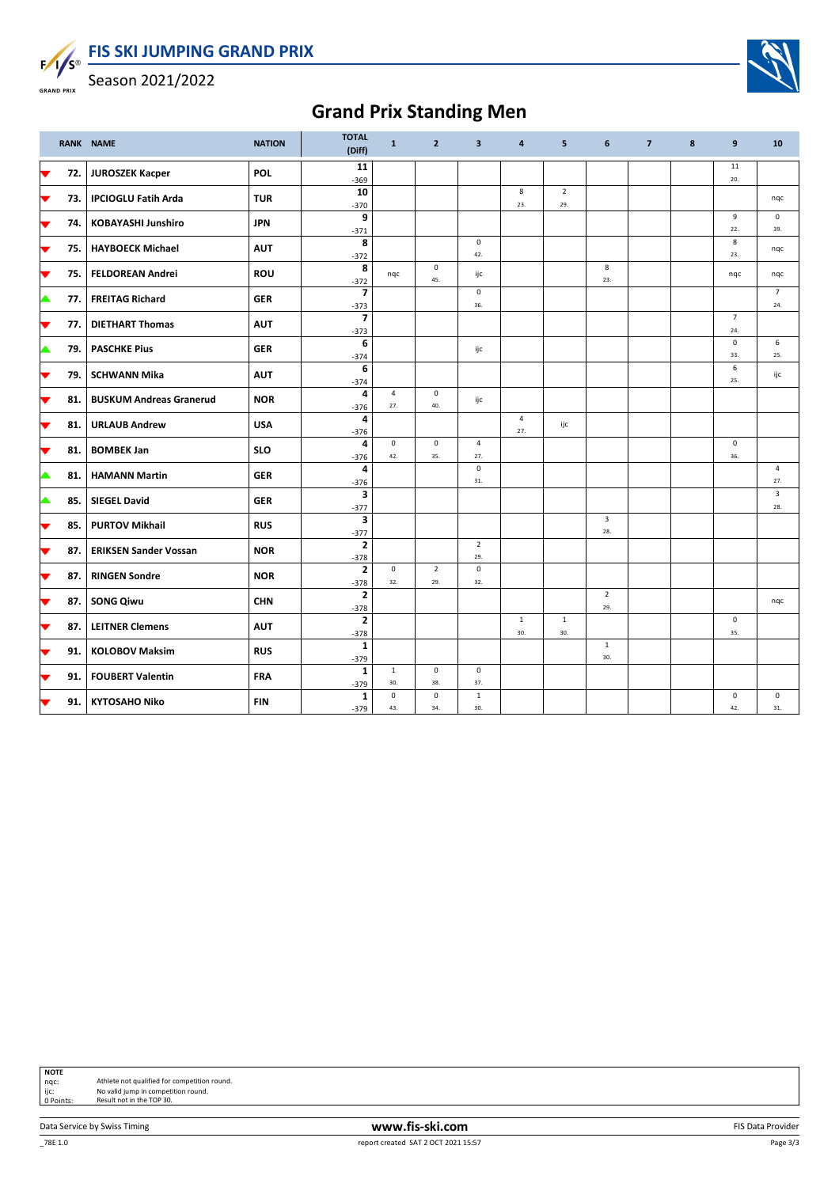# FIS SKI JUMPING GRAND PRIX

Season 2021/2022

## Grand Prix Standing Men

| RANK | NAME | NATION | TOTAL (Diff) | 1 | 2 | 3 | 4 | 5 | 6 | 7 | 8 | 9 | 10 |
|---|---|---|---|---|---|---|---|---|---|---|---|---|---|
| 72. | JUROSZEK Kacper | POL | 11 -369 | | | | | | | | | 11 20. | |
| 73. | IPCIOGLU Fatih Arda | TUR | 10 -370 | | | | 8 23. | 2 29. | | | | | nqc |
| 74. | KOBAYASHI Junshiro | JPN | 9 -371 | | | | | | | | | 9 22. | 0 39. |
| 75. | HAYBOECK Michael | AUT | 8 -372 | | | 0 42. | | | | | | 8 23. | nqc |
| 75. | FELDOREAN Andrei | ROU | 8 -372 | nqc | 0 45. | ijc | | | 8 23. | | | nqc | nqc |
| 77. | FREITAG Richard | GER | 7 -373 | | | 0 36. | | | | | | | 7 24. |
| 77. | DIETHART Thomas | AUT | 7 -373 | | | | | | | | | 7 24. | |
| 79. | PASCHKE Pius | GER | 6 -374 | | | ijc | | | | | | 0 33. | 6 25. |
| 79. | SCHWANN Mika | AUT | 6 -374 | | | | | | | | | 6 25. | ijc |
| 81. | BUSKUM Andreas Granerud | NOR | 4 -376 | 4 27. | 0 40. | ijc | | | | | | | |
| 81. | URLAUB Andrew | USA | 4 -376 | | | | 4 27. | ijc | | | | | |
| 81. | BOMBEK Jan | SLO | 4 -376 | 0 42. | 0 35. | 4 27. | | | | | | 0 36. | |
| 81. | HAMANN Martin | GER | 4 -376 | | | 0 31. | | | | | | | 4 27. |
| 85. | SIEGEL David | GER | 3 -377 | | | | | | | | | | 3 28. |
| 85. | PURTOV Mikhail | RUS | 3 -377 | | | | | | 3 28. | | | | |
| 87. | ERIKSEN Sander Vossan | NOR | 2 -378 | | | 2 29. | | | | | | | |
| 87. | RINGEN Sondre | NOR | 2 -378 | 0 32. | 2 29. | 0 32. | | | | | | | |
| 87. | SONG Qiwu | CHN | 2 -378 | | | | | | 2 29. | | | | nqc |
| 87. | LEITNER Clemens | AUT | 2 -378 | | | | 1 30. | 1 30. | | | | 0 35. | |
| 91. | KOLOBOV Maksim | RUS | 1 -379 | | | | | | 1 30. | | | | |
| 91. | FOUBERT Valentin | FRA | 1 -379 | 1 30. | 0 38. | 0 37. | | | | | | | |
| 91. | KYTOSAHO Niko | FIN | 1 -379 | 0 43. | 0 34. | 1 30. | | | | | | 0 42. | 0 31. |

**NOTE**
nqc: Athlete not qualified for competition round.
ijc: No valid jump in competition round.
0 Points: Result not in the TOP 30.

Data Service by Swiss Timing — www.fis-ski.com — FIS Data Provider

_78E 1.0 — report created SAT 2 OCT 2021 15:57